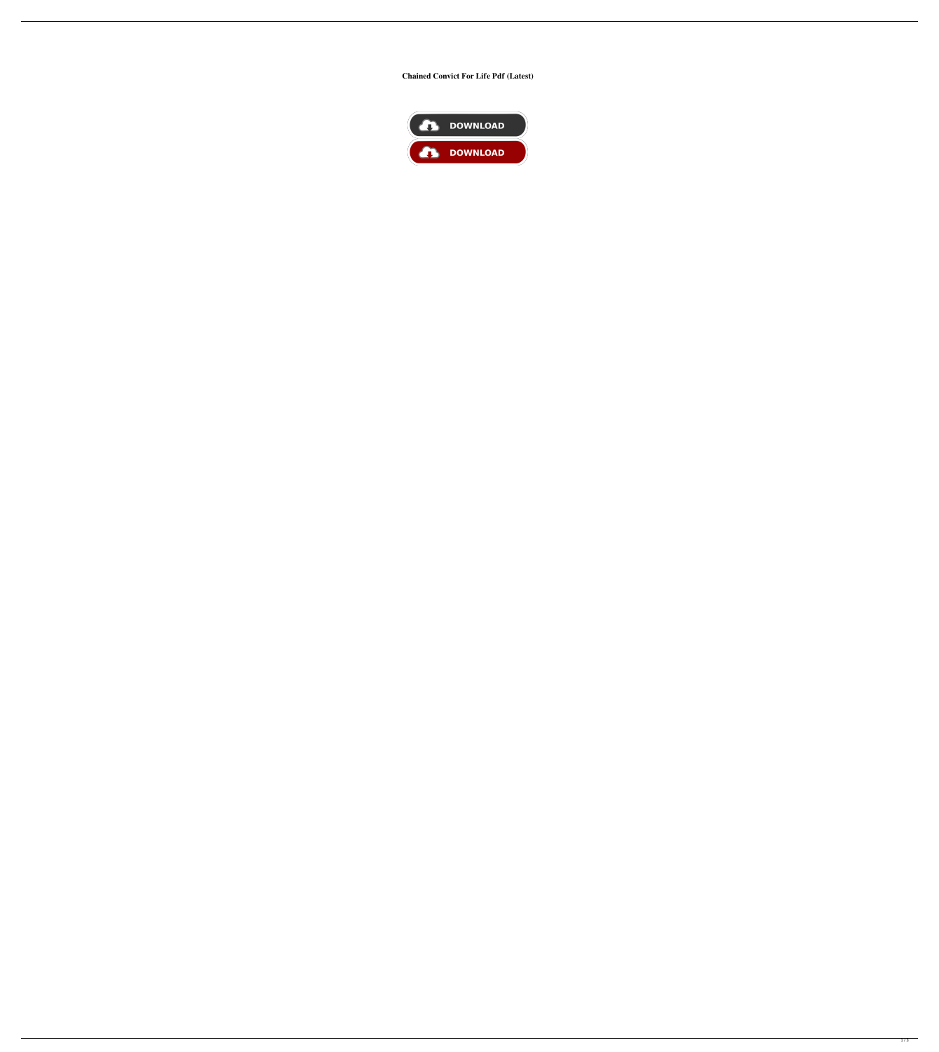**Chained Convict For Life Pdf (Latest)**

DOWNLOAD

DOWNLOAD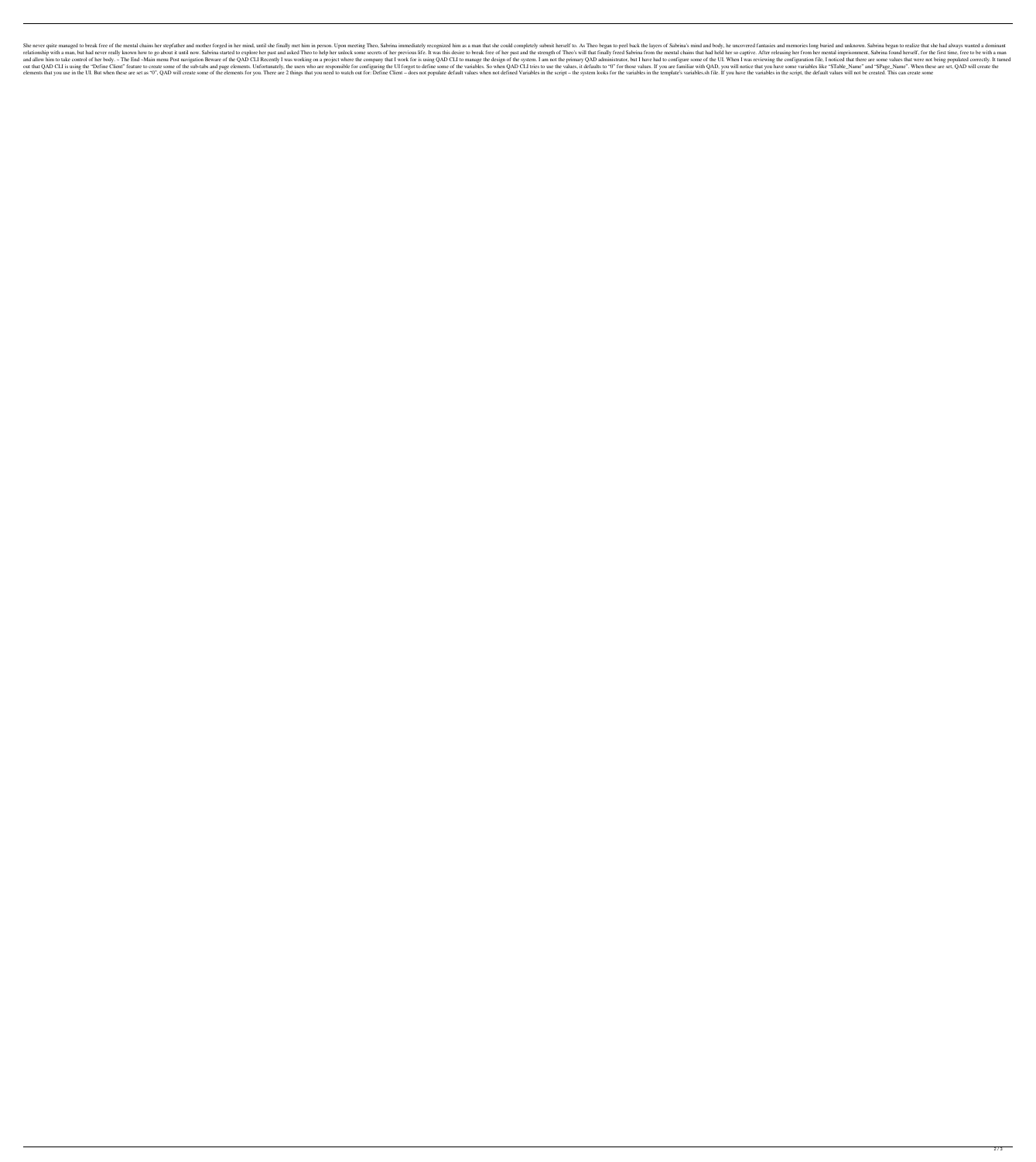She never quite managed to break free of the mental chains her stepfather and mother forged in her mind, until she finally met him in person. Upon meeting Theo, Sabrina immediately recognized him as a man that she could completely submit herself to. As Theo began to peel back the layers of Sabrina's mind and body, he uncovered fantasies and memories long buried and unknown. Sabrina began to realize that she had always wanted a dominant relationship with a man, but had never really known how to go about it until now. Sabrina started to explore her past and asked Theo to help her unlock some secrets of her previous life. It was this desire to break free of her past and the strength of Theo's will that finally freed Sabrina from the mental chains that had held her so captive. After releasing her from her mental imprisonment, Sabrina found herself, for the first time, free to be with a man and allow him to take control of her body. – The End –Main menu Post navigation Beware of the QAD CLI Recently I was working on a project where the company that I work for is using QAD CLI to manage the design of the system. I am not the primary QAD administrator, but I have had to configure some of the UI. When I was reviewing the configuration file, I noticed that there are some values that were not being populated correctly. It turned out that QAD CLI is using the "Define Client" feature to create some of the sub-tabs and page elements. Unfortunately, the users who are responsible for configuring the UI forgot to define some of the variables. So when QAD CLI tries to use the values, it defaults to "0" for those values. If you are familiar with QAD, you will notice that you have some variables like "$Table_Name" and "$Page_Name". When these are set, QAD will create the elements that you use in the UI. But when these are set as "0", QAD will create some of the elements for you. There are 2 things that you need to watch out for: Define Client – does not populate default values when not defined Variables in the script – the system looks for the variables in the template's variables.sh file. If you have the variables in the script, the default values will not be created. This can create some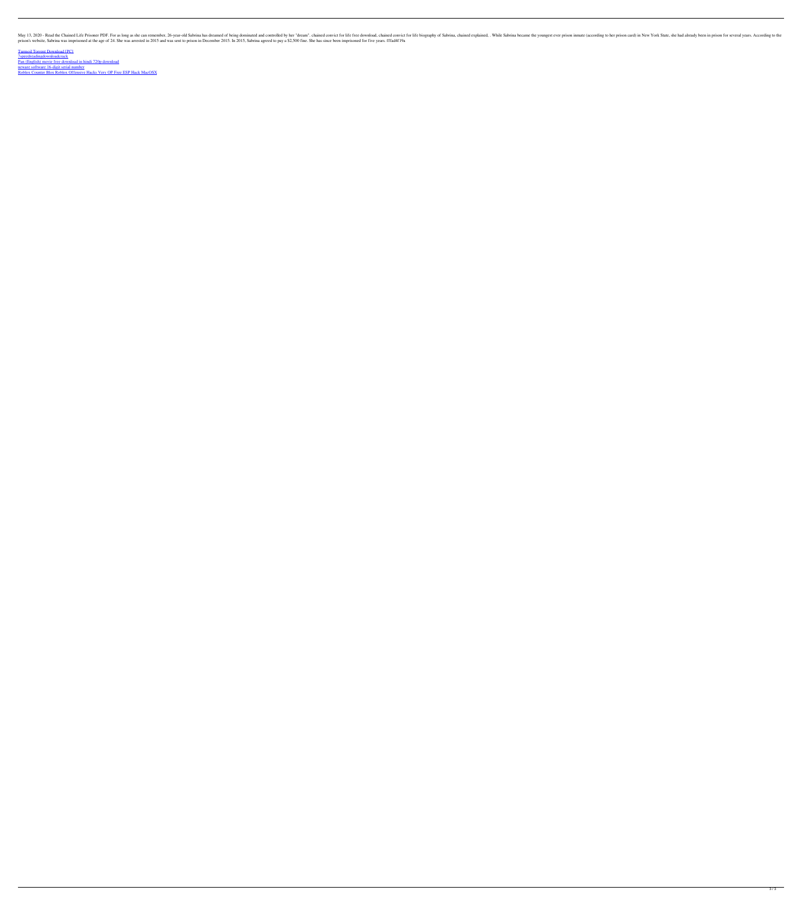May 13, 2020 - Read the Chained Life Prisoner PDF. For as long as she can remember, 26-year-old Sabrina has dreamed of being dominated and controlled by her "dream". chained convict for life free download, chained convict for life biography of Sabrina, chained explained, . While Sabrina became the youngest ever prison inmate (according to her prison card) in New York State, she had already been in prison for several years. According to the prison's website, Sabrina was imprisoned at the age of 24. She was arrested in 2015 and was sent to prison in December 2015. In 2015, Sabrina agreed to pay a $2,500 fine. She has since been imprisoned for five years. fffad4f19a

Turmoil Torrent Download [PC]
7speedreadingdownloadcrack
Pan (English) movie free download in hindi 720p download
neware software 16-digit serial number
Roblox Counter Blox Roblox Offensive Hacks Very OP Free ESP Hack MacOSX